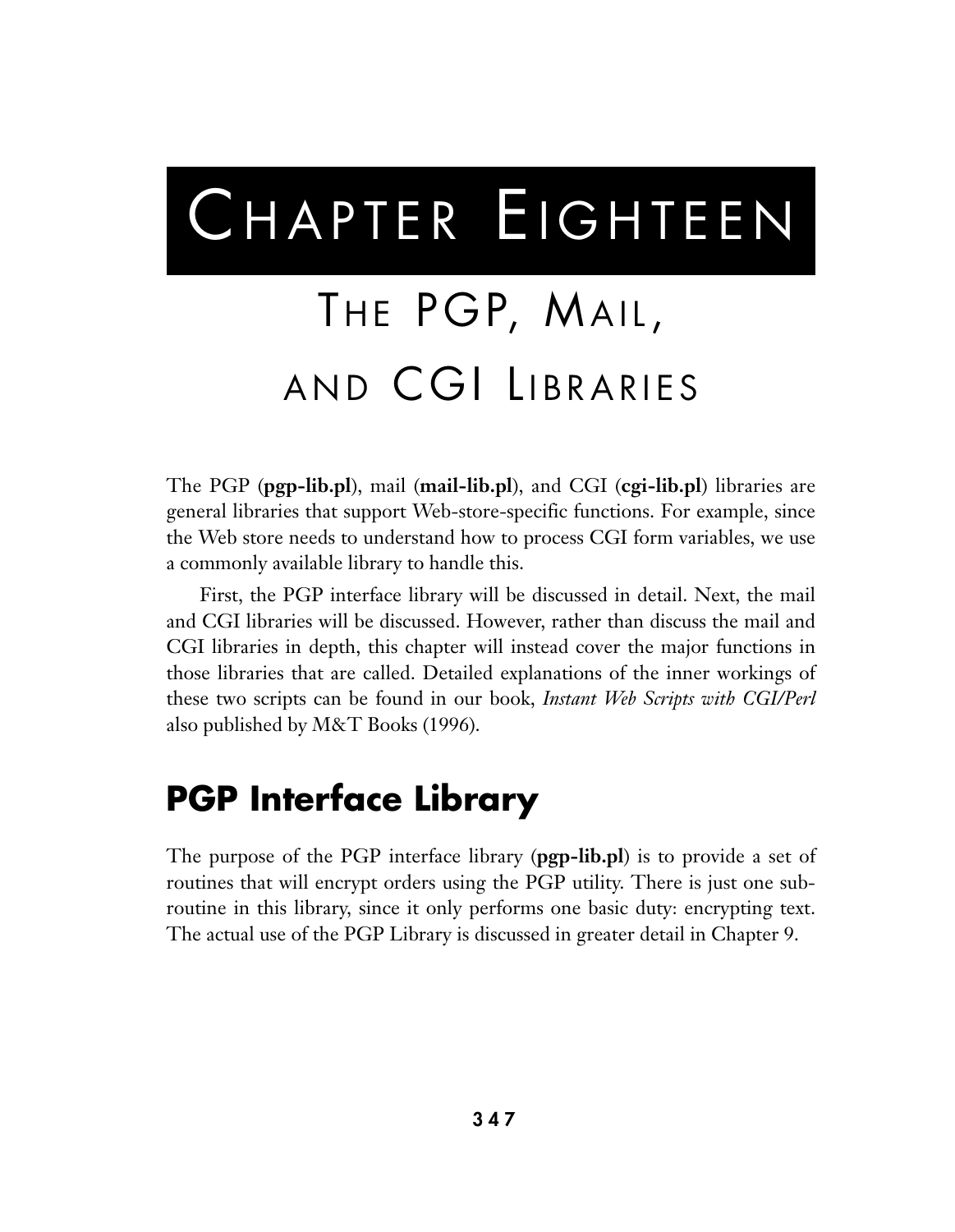# Chapter Eighteen

# The PGP, Mail, and CGI Libraries

The PGP (**pgp-lib.pl**), mail (**mail-lib.pl**), and CGI (**cgi-lib.pl**) libraries are general libraries that support Web-store-specific functions. For example, since the Web store needs to understand how to process CGI form variables, we use a commonly available library to handle this.

First, the PGP interface library will be discussed in detail. Next, the mail and CGI libraries will be discussed. However, rather than discuss the mail and CGI libraries in depth, this chapter will instead cover the major functions in those libraries that are called. Detailed explanations of the inner workings of these two scripts can be found in our book, *Instant Web Scripts with CGI/Perl* also published by M&T Books (1996).

## PGP Interface Library

The purpose of the PGP interface library (**pgp-lib.pl**) is to provide a set of routines that will encrypt orders using the PGP utility. There is just one subroutine in this library, since it only performs one basic duty: encrypting text. The actual use of the PGP Library is discussed in greater detail in Chapter 9.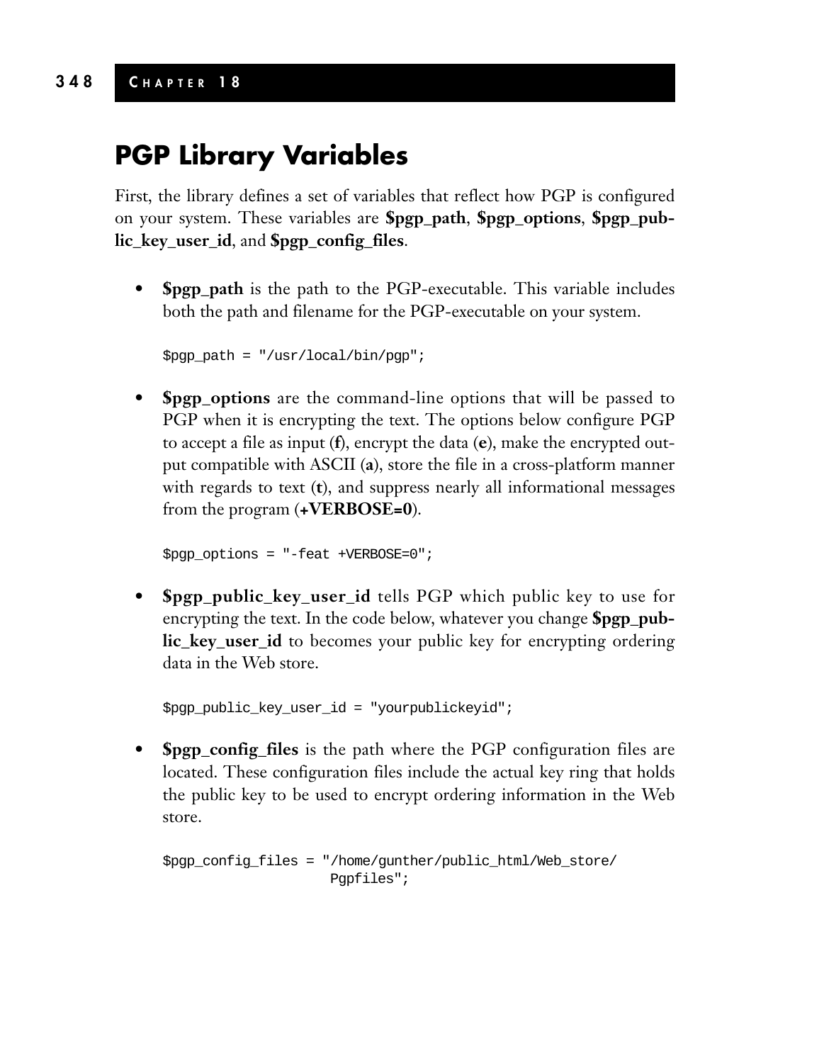# PGP Library Variables

First, the library defines a set of variables that reflect how PGP is configured on your system. These variables are **$pgp_path**, **$pgp_options**, **$pgp_public_key_user_id**, and **$pgp_config_files**.

- **$pgp_path** is the path to the PGP-executable. This variable includes both the path and filename for the PGP-executable on your system.

```
$pgp_path = "/usr/local/bin/pgp";
```

- **$pgp_options** are the command-line options that will be passed to PGP when it is encrypting the text. The options below configure PGP to accept a file as input (**f**), encrypt the data (**e**), make the encrypted output compatible with ASCII (**a**), store the file in a cross-platform manner with regards to text (**t**), and suppress nearly all informational messages from the program (**+VERBOSE=0**).

```
$pgp_options = "-feat +VERBOSE=0";
```

- **$pgp_public_key_user_id** tells PGP which public key to use for encrypting the text. In the code below, whatever you change **$pgp_public_key_user_id** to becomes your public key for encrypting ordering data in the Web store.

```
$pgp_public_key_user_id = "yourpublickeyid";
```

- **$pgp_config_files** is the path where the PGP configuration files are located. These configuration files include the actual key ring that holds the public key to be used to encrypt ordering information in the Web store.

```
$pgp_config_files = "/home/gunther/public_html/Web_store/
                     Pgpfiles";
```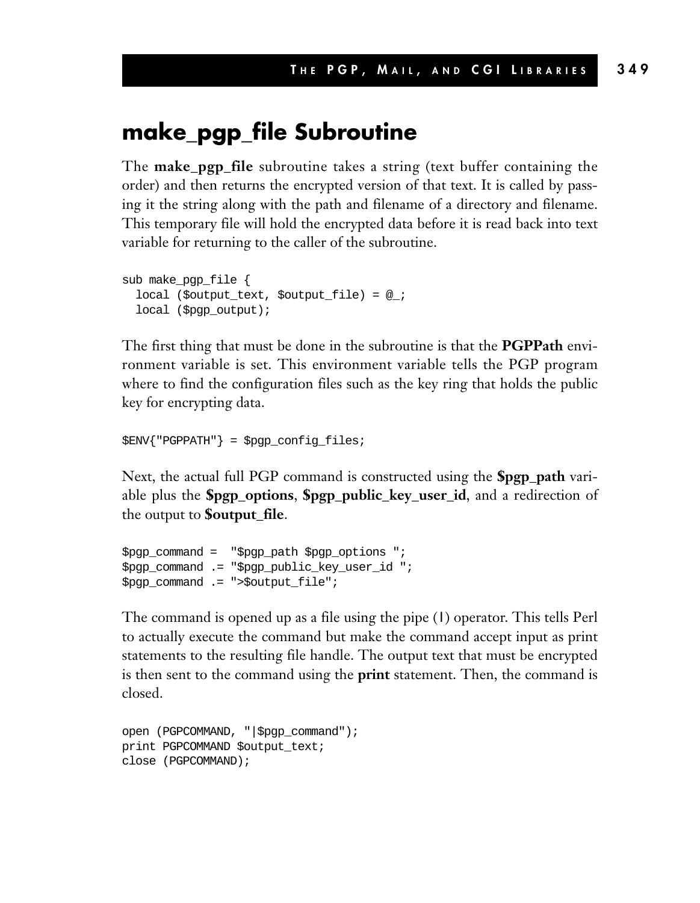## make_pgp_file Subroutine

The **make_pgp_file** subroutine takes a string (text buffer containing the order) and then returns the encrypted version of that text. It is called by passing it the string along with the path and filename of a directory and filename. This temporary file will hold the encrypted data before it is read back into text variable for returning to the caller of the subroutine.

```
sub make_pgp_file {
  local ($output_text, $output_file) = @_;
  local ($pgp_output);
```

The first thing that must be done in the subroutine is that the **PGPPath** environment variable is set. This environment variable tells the PGP program where to find the configuration files such as the key ring that holds the public key for encrypting data.

```
$ENV{"PGPPATH"} = $pgp_config_files;
```

Next, the actual full PGP command is constructed using the **$pgp_path** variable plus the **$pgp_options**, **$pgp_public_key_user_id**, and a redirection of the output to **$output_file**.

```
$pgp_command =  "$pgp_path $pgp_options ";
$pgp_command .= "$pgp_public_key_user_id ";
$pgp_command .= ">$output_file";
```

The command is opened up as a file using the pipe (|) operator. This tells Perl to actually execute the command but make the command accept input as print statements to the resulting file handle. The output text that must be encrypted is then sent to the command using the **print** statement. Then, the command is closed.

```
open (PGPCOMMAND, "|$pgp_command");
print PGPCOMMAND $output_text;
close (PGPCOMMAND);
```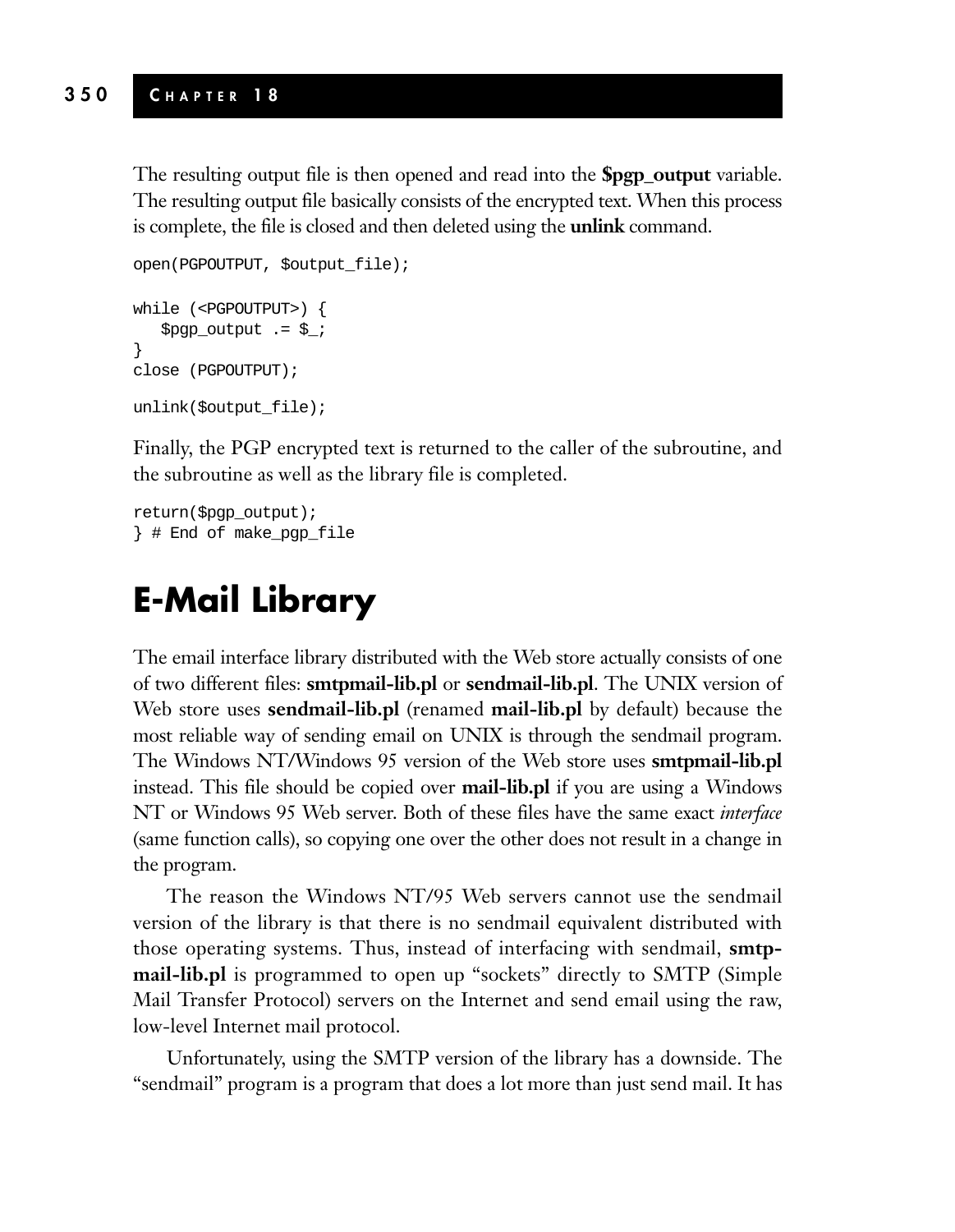The resulting output file is then opened and read into the **$pgp_output** variable. The resulting output file basically consists of the encrypted text. When this process is complete, the file is closed and then deleted using the **unlink** command.

```
open(PGPOUTPUT, $output_file);

while (<PGPOUTPUT>) {
   $pgp_output .= $_;
}
close (PGPOUTPUT);

unlink($output_file);
```

Finally, the PGP encrypted text is returned to the caller of the subroutine, and the subroutine as well as the library file is completed.

```
return($pgp_output);
} # End of make_pgp_file
```

# E-Mail Library

The email interface library distributed with the Web store actually consists of one of two different files: **smtpmail-lib.pl** or **sendmail-lib.pl**. The UNIX version of Web store uses **sendmail-lib.pl** (renamed **mail-lib.pl** by default) because the most reliable way of sending email on UNIX is through the sendmail program. The Windows NT/Windows 95 version of the Web store uses **smtpmail-lib.pl** instead. This file should be copied over **mail-lib.pl** if you are using a Windows NT or Windows 95 Web server. Both of these files have the same exact *interface* (same function calls), so copying one over the other does not result in a change in the program.

The reason the Windows NT/95 Web servers cannot use the sendmail version of the library is that there is no sendmail equivalent distributed with those operating systems. Thus, instead of interfacing with sendmail, **smtpmail-lib.pl** is programmed to open up "sockets" directly to SMTP (Simple Mail Transfer Protocol) servers on the Internet and send email using the raw, low-level Internet mail protocol.

Unfortunately, using the SMTP version of the library has a downside. The "sendmail" program is a program that does a lot more than just send mail. It has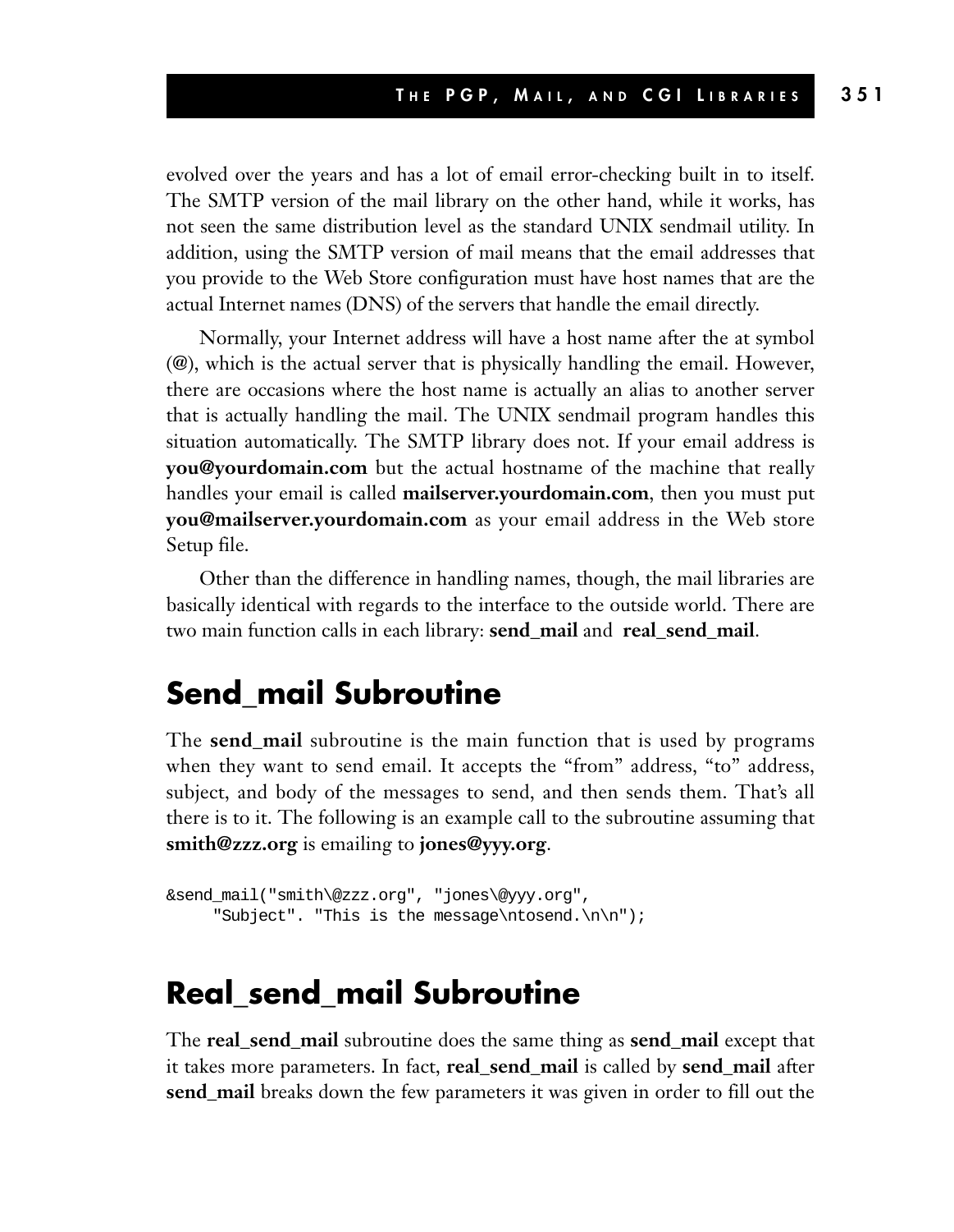evolved over the years and has a lot of email error-checking built in to itself. The SMTP version of the mail library on the other hand, while it works, has not seen the same distribution level as the standard UNIX sendmail utility. In addition, using the SMTP version of mail means that the email addresses that you provide to the Web Store configuration must have host names that are the actual Internet names (DNS) of the servers that handle the email directly.

Normally, your Internet address will have a host name after the at symbol (**@**), which is the actual server that is physically handling the email. However, there are occasions where the host name is actually an alias to another server that is actually handling the mail. The UNIX sendmail program handles this situation automatically. The SMTP library does not. If your email address is **you@yourdomain.com** but the actual hostname of the machine that really handles your email is called **mailserver.yourdomain.com**, then you must put **you@mailserver.yourdomain.com** as your email address in the Web store Setup file.

Other than the difference in handling names, though, the mail libraries are basically identical with regards to the interface to the outside world. There are two main function calls in each library: **send_mail** and **real_send_mail**.

## Send_mail Subroutine

The **send_mail** subroutine is the main function that is used by programs when they want to send email. It accepts the "from" address, "to" address, subject, and body of the messages to send, and then sends them. That's all there is to it. The following is an example call to the subroutine assuming that **smith@zzz.org** is emailing to **jones@yyy.org**.

```
&send_mail("smith\@zzz.org", "jones\@yyy.org",
     "Subject". "This is the message\ntosend.\n\n");
```

## Real_send_mail Subroutine

The **real_send_mail** subroutine does the same thing as **send_mail** except that it takes more parameters. In fact, **real_send_mail** is called by **send_mail** after **send_mail** breaks down the few parameters it was given in order to fill out the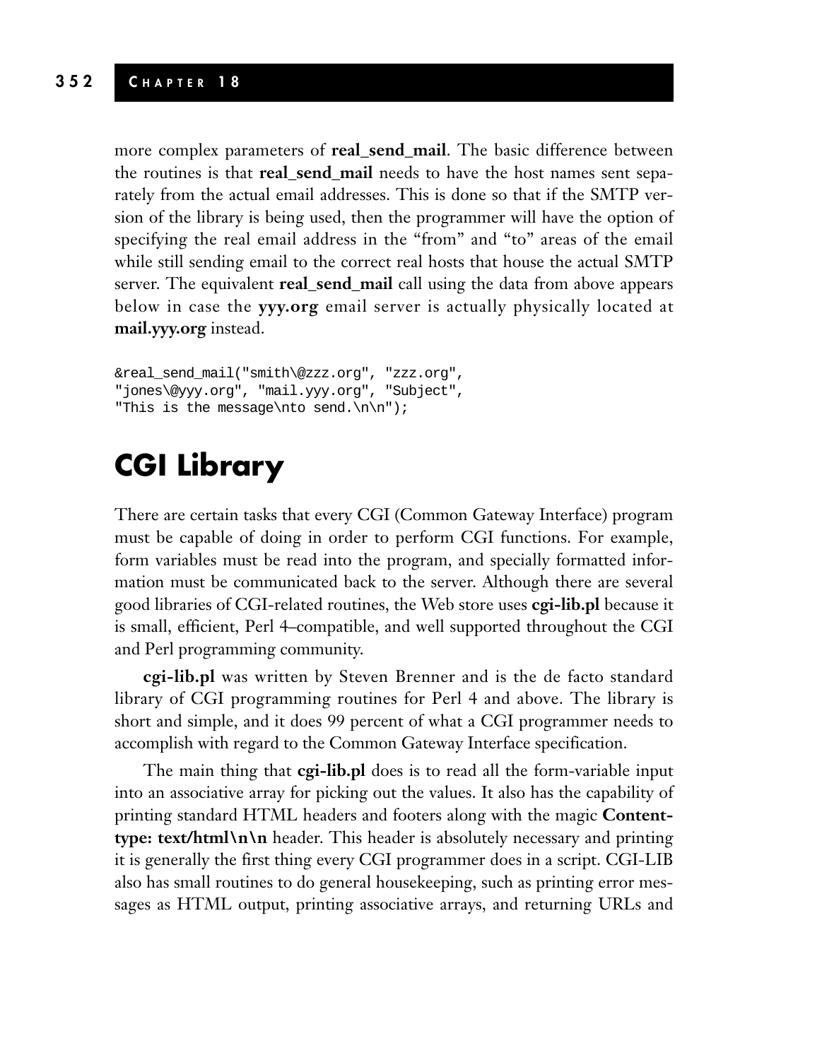more complex parameters of **real_send_mail**. The basic difference between the routines is that **real_send_mail** needs to have the host names sent separately from the actual email addresses. This is done so that if the SMTP version of the library is being used, then the programmer will have the option of specifying the real email address in the "from" and "to" areas of the email while still sending email to the correct real hosts that house the actual SMTP server. The equivalent **real_send_mail** call using the data from above appears below in case the **yyy.org** email server is actually physically located at **mail.yyy.org** instead.

```
&real_send_mail("smith\@zzz.org", "zzz.org",
"jones\@yyy.org", "mail.yyy.org", "Subject",
"This is the message\nto send.\n\n");
```

# CGI Library

There are certain tasks that every CGI (Common Gateway Interface) program must be capable of doing in order to perform CGI functions. For example, form variables must be read into the program, and specially formatted information must be communicated back to the server. Although there are several good libraries of CGI-related routines, the Web store uses **cgi-lib.pl** because it is small, efficient, Perl 4–compatible, and well supported throughout the CGI and Perl programming community.

**cgi-lib.pl** was written by Steven Brenner and is the de facto standard library of CGI programming routines for Perl 4 and above. The library is short and simple, and it does 99 percent of what a CGI programmer needs to accomplish with regard to the Common Gateway Interface specification.

The main thing that **cgi-lib.pl** does is to read all the form-variable input into an associative array for picking out the values. It also has the capability of printing standard HTML headers and footers along with the magic **Content-type: text/html\n\n** header. This header is absolutely necessary and printing it is generally the first thing every CGI programmer does in a script. CGI-LIB also has small routines to do general housekeeping, such as printing error messages as HTML output, printing associative arrays, and returning URLs and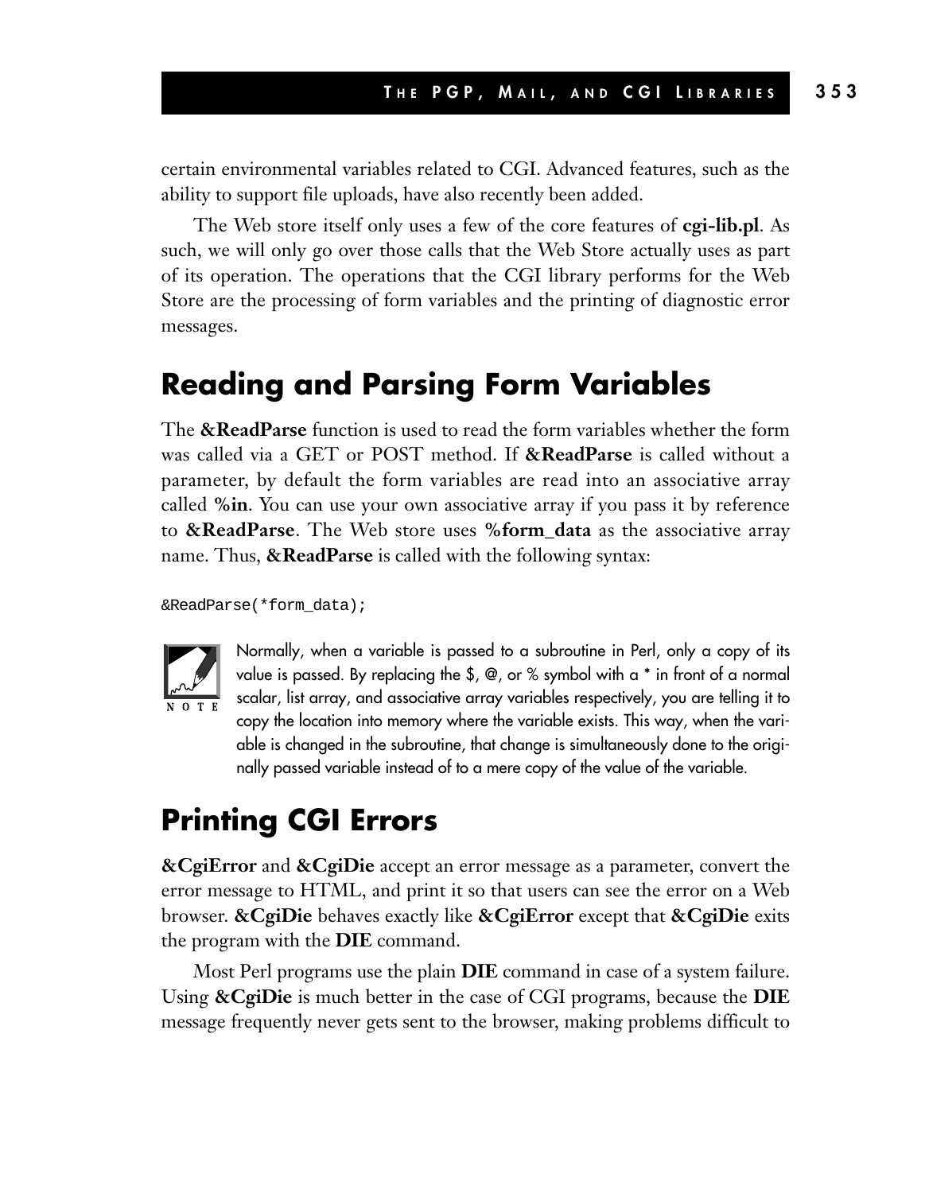certain environmental variables related to CGI. Advanced features, such as the ability to support file uploads, have also recently been added.

The Web store itself only uses a few of the core features of **cgi-lib.pl**. As such, we will only go over those calls that the Web Store actually uses as part of its operation. The operations that the CGI library performs for the Web Store are the processing of form variables and the printing of diagnostic error messages.

## Reading and Parsing Form Variables

The **&ReadParse** function is used to read the form variables whether the form was called via a GET or POST method. If **&ReadParse** is called without a parameter, by default the form variables are read into an associative array called **%in**. You can use your own associative array if you pass it by reference to **&ReadParse**. The Web store uses **%form_data** as the associative array name. Thus, **&ReadParse** is called with the following syntax:

```
&ReadParse(*form_data);
```

NOTE: Normally, when a variable is passed to a subroutine in Perl, only a copy of its value is passed. By replacing the $, @, or % symbol with a * in front of a normal scalar, list array, and associative array variables respectively, you are telling it to copy the location into memory where the variable exists. This way, when the variable is changed in the subroutine, that change is simultaneously done to the originally passed variable instead of to a mere copy of the value of the variable.

## Printing CGI Errors

**&CgiError** and **&CgiDie** accept an error message as a parameter, convert the error message to HTML, and print it so that users can see the error on a Web browser. **&CgiDie** behaves exactly like **&CgiError** except that **&CgiDie** exits the program with the **DIE** command.

Most Perl programs use the plain **DIE** command in case of a system failure. Using **&CgiDie** is much better in the case of CGI programs, because the **DIE** message frequently never gets sent to the browser, making problems difficult to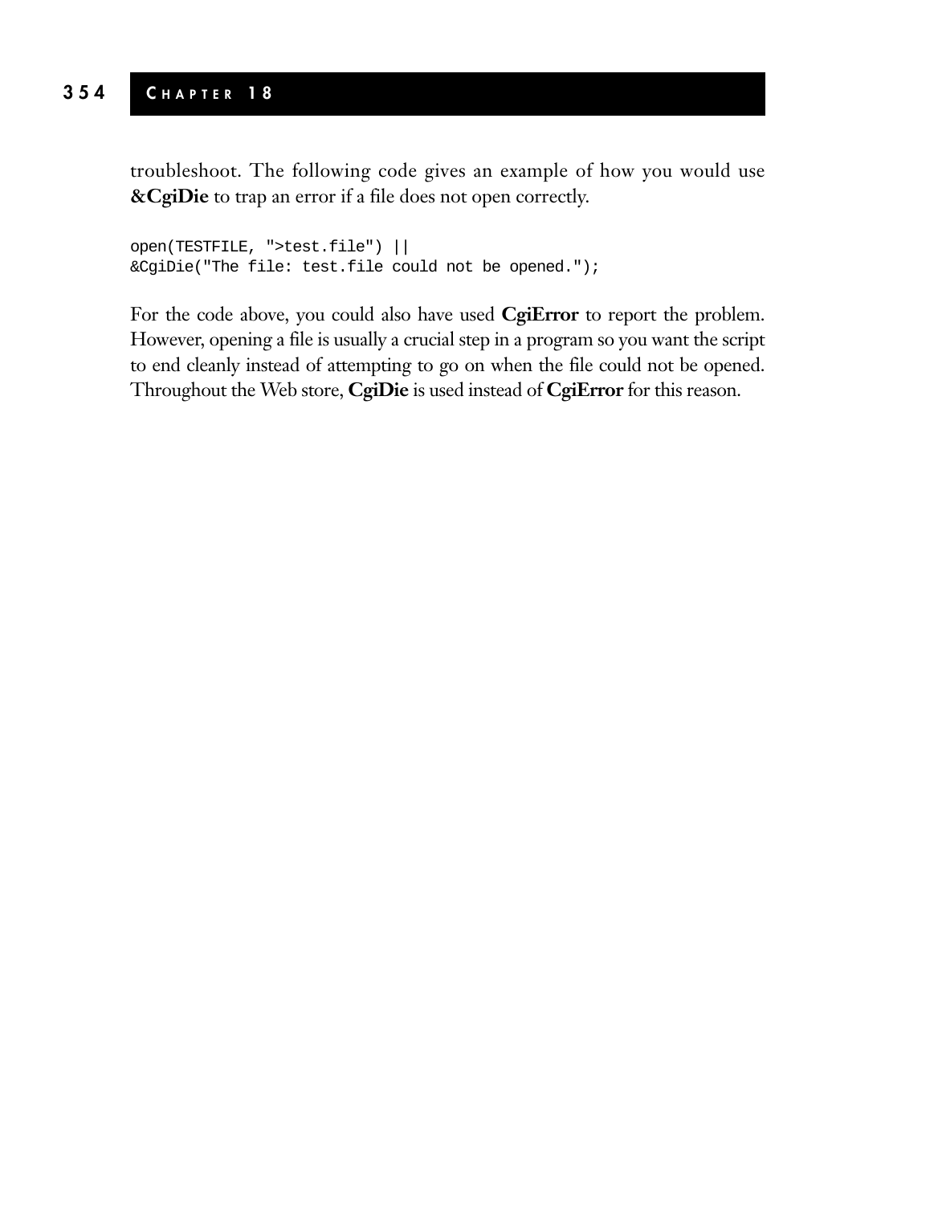troubleshoot. The following code gives an example of how you would use **&CgiDie** to trap an error if a file does not open correctly.

```
open(TESTFILE, ">test.file") ||
&CgiDie("The file: test.file could not be opened.");
```

For the code above, you could also have used **CgiError** to report the problem. However, opening a file is usually a crucial step in a program so you want the script to end cleanly instead of attempting to go on when the file could not be opened. Throughout the Web store, **CgiDie** is used instead of **CgiError** for this reason.